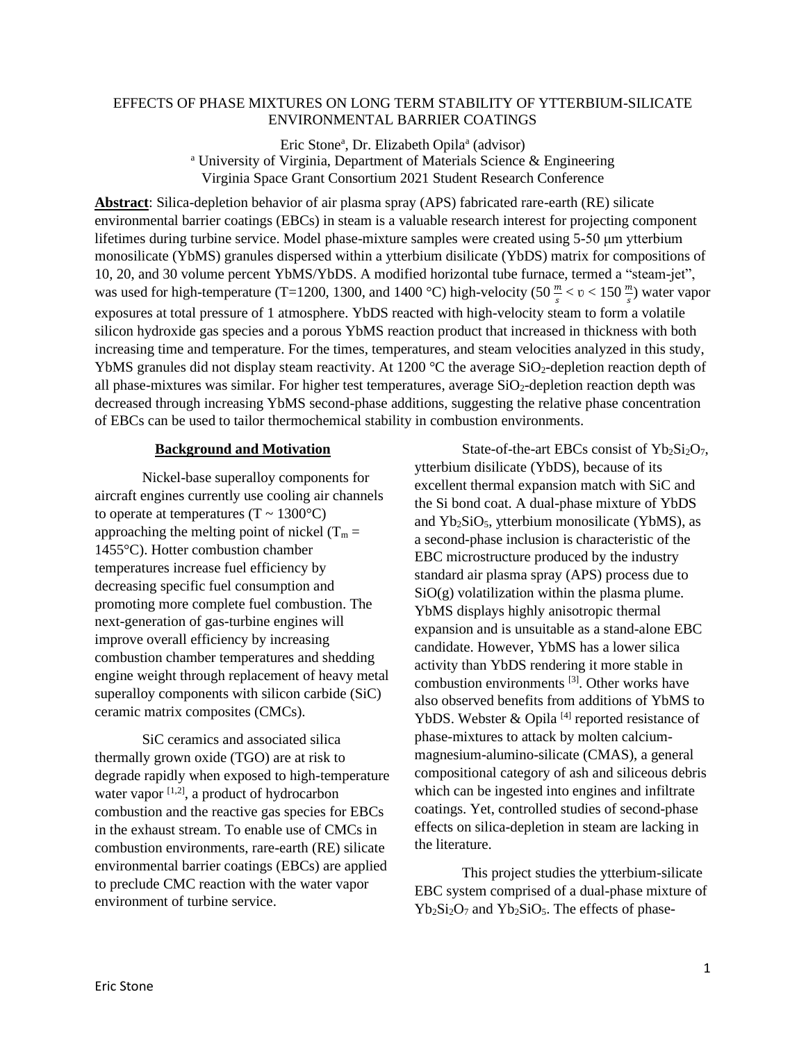# EFFECTS OF PHASE MIXTURES ON LONG TERM STABILITY OF YTTERBIUM-SILICATE ENVIRONMENTAL BARRIER COATINGS

Eric Stone[a], Dr. Elizabeth Opila[a] (advisor)
[a] University of Virginia, Department of Materials Science & Engineering
Virginia Space Grant Consortium 2021 Student Research Conference

**Abstract**: Silica-depletion behavior of air plasma spray (APS) fabricated rare-earth (RE) silicate environmental barrier coatings (EBCs) in steam is a valuable research interest for projecting component lifetimes during turbine service. Model phase-mixture samples were created using 5-50 μm ytterbium monosilicate (YbMS) granules dispersed within a ytterbium disilicate (YbDS) matrix for compositions of 10, 20, and 30 volume percent YbMS/YbDS. A modified horizontal tube furnace, termed a "steam-jet", was used for high-temperature (T=1200, 1300, and 1400 °C) high-velocity ($50 \frac{m}{s} < \upsilon < 150 \frac{m}{s}$) water vapor exposures at total pressure of 1 atmosphere. YbDS reacted with high-velocity steam to form a volatile silicon hydroxide gas species and a porous YbMS reaction product that increased in thickness with both increasing time and temperature. For the times, temperatures, and steam velocities analyzed in this study, YbMS granules did not display steam reactivity. At 1200 °C the average $SiO_2$-depletion reaction depth of all phase-mixtures was similar. For higher test temperatures, average $SiO_2$-depletion reaction depth was decreased through increasing YbMS second-phase additions, suggesting the relative phase concentration of EBCs can be used to tailor thermochemical stability in combustion environments.

## Background and Motivation

Nickel-base superalloy components for aircraft engines currently use cooling air channels to operate at temperatures (T ~ 1300°C) approaching the melting point of nickel ($T_m$ = 1455°C). Hotter combustion chamber temperatures increase fuel efficiency by decreasing specific fuel consumption and promoting more complete fuel combustion. The next-generation of gas-turbine engines will improve overall efficiency by increasing combustion chamber temperatures and shedding engine weight through replacement of heavy metal superalloy components with silicon carbide (SiC) ceramic matrix composites (CMCs).

SiC ceramics and associated silica thermally grown oxide (TGO) are at risk to degrade rapidly when exposed to high-temperature water vapor [1,2], a product of hydrocarbon combustion and the reactive gas species for EBCs in the exhaust stream. To enable use of CMCs in combustion environments, rare-earth (RE) silicate environmental barrier coatings (EBCs) are applied to preclude CMC reaction with the water vapor environment of turbine service.

State-of-the-art EBCs consist of $Yb_2Si_2O_7$, ytterbium disilicate (YbDS), because of its excellent thermal expansion match with SiC and the Si bond coat. A dual-phase mixture of YbDS and $Yb_2SiO_5$, ytterbium monosilicate (YbMS), as a second-phase inclusion is characteristic of the EBC microstructure produced by the industry standard air plasma spray (APS) process due to SiO(g) volatilization within the plasma plume. YbMS displays highly anisotropic thermal expansion and is unsuitable as a stand-alone EBC candidate. However, YbMS has a lower silica activity than YbDS rendering it more stable in combustion environments [3]. Other works have also observed benefits from additions of YbMS to YbDS. Webster & Opila [4] reported resistance of phase-mixtures to attack by molten calcium-magnesium-alumino-silicate (CMAS), a general compositional category of ash and siliceous debris which can be ingested into engines and infiltrate coatings. Yet, controlled studies of second-phase effects on silica-depletion in steam are lacking in the literature.

This project studies the ytterbium-silicate EBC system comprised of a dual-phase mixture of $Yb_2Si_2O_7$ and $Yb_2SiO_5$. The effects of phase-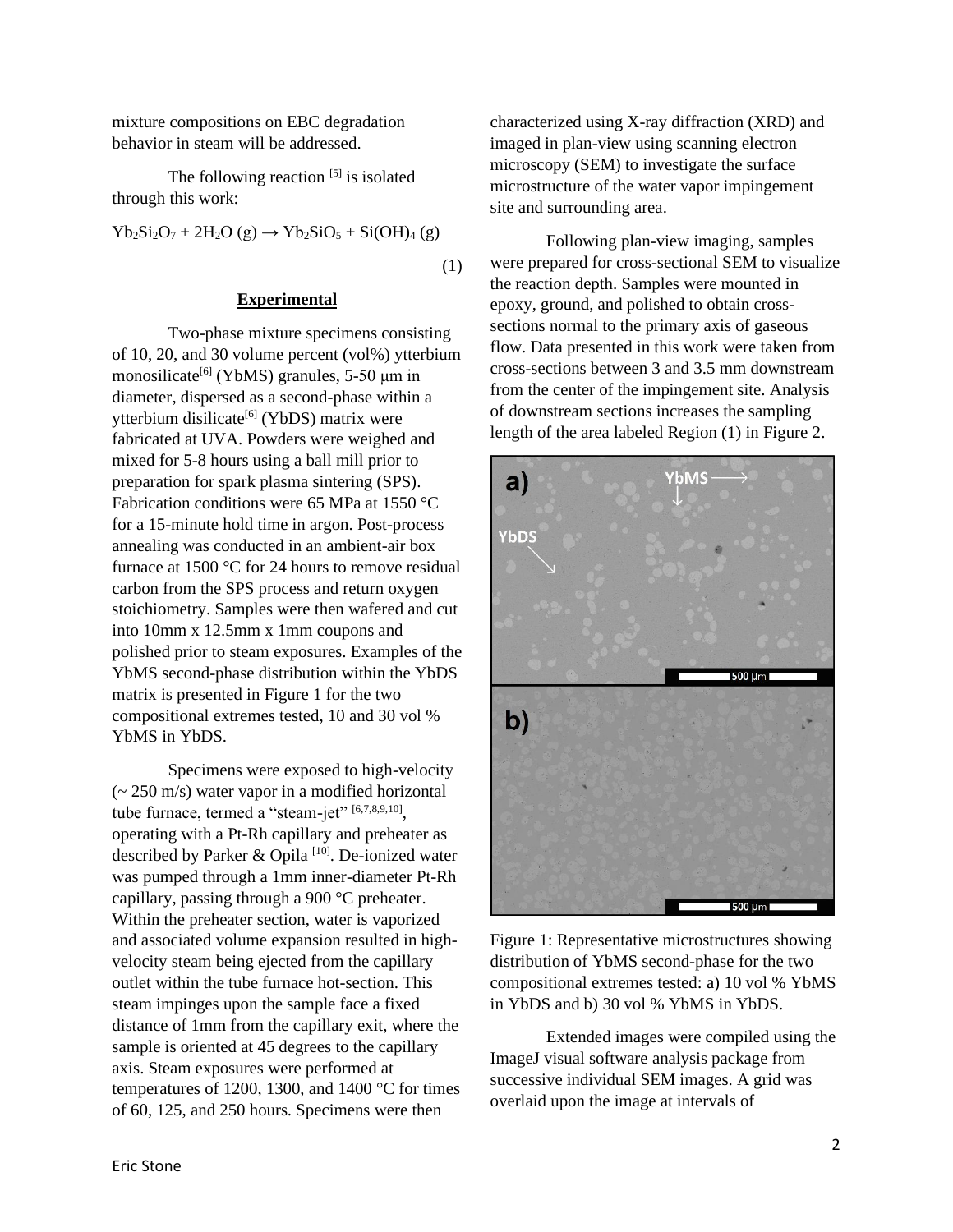mixture compositions on EBC degradation behavior in steam will be addressed.

The following reaction [5] is isolated through this work:

$$Yb_2Si_2O_7 + 2H_2O\ (g) \rightarrow Yb_2SiO_5 + Si(OH)_4\ (g) \quad (1)$$

## Experimental

Two-phase mixture specimens consisting of 10, 20, and 30 volume percent (vol%) ytterbium monosilicate[6] (YbMS) granules, 5-50 μm in diameter, dispersed as a second-phase within a ytterbium disilicate[6] (YbDS) matrix were fabricated at UVA. Powders were weighed and mixed for 5-8 hours using a ball mill prior to preparation for spark plasma sintering (SPS). Fabrication conditions were 65 MPa at 1550 °C for a 15-minute hold time in argon. Post-process annealing was conducted in an ambient-air box furnace at 1500 °C for 24 hours to remove residual carbon from the SPS process and return oxygen stoichiometry. Samples were then wafered and cut into 10mm x 12.5mm x 1mm coupons and polished prior to steam exposures. Examples of the YbMS second-phase distribution within the YbDS matrix is presented in Figure 1 for the two compositional extremes tested, 10 and 30 vol % YbMS in YbDS.

Specimens were exposed to high-velocity (~ 250 m/s) water vapor in a modified horizontal tube furnace, termed a "steam-jet" [6,7,8,9,10], operating with a Pt-Rh capillary and preheater as described by Parker & Opila [10]. De-ionized water was pumped through a 1mm inner-diameter Pt-Rh capillary, passing through a 900 °C preheater. Within the preheater section, water is vaporized and associated volume expansion resulted in high-velocity steam being ejected from the capillary outlet within the tube furnace hot-section. This steam impinges upon the sample face a fixed distance of 1mm from the capillary exit, where the sample is oriented at 45 degrees to the capillary axis. Steam exposures were performed at temperatures of 1200, 1300, and 1400 °C for times of 60, 125, and 250 hours. Specimens were then characterized using X-ray diffraction (XRD) and imaged in plan-view using scanning electron microscopy (SEM) to investigate the surface microstructure of the water vapor impingement site and surrounding area.

Following plan-view imaging, samples were prepared for cross-sectional SEM to visualize the reaction depth. Samples were mounted in epoxy, ground, and polished to obtain cross-sections normal to the primary axis of gaseous flow. Data presented in this work were taken from cross-sections between 3 and 3.5 mm downstream from the center of the impingement site. Analysis of downstream sections increases the sampling length of the area labeled Region (1) in Figure 2.

Figure 1: Representative microstructures showing distribution of YbMS second-phase for the two compositional extremes tested: a) 10 vol % YbMS in YbDS and b) 30 vol % YbMS in YbDS.

Extended images were compiled using the ImageJ visual software analysis package from successive individual SEM images. A grid was overlaid upon the image at intervals of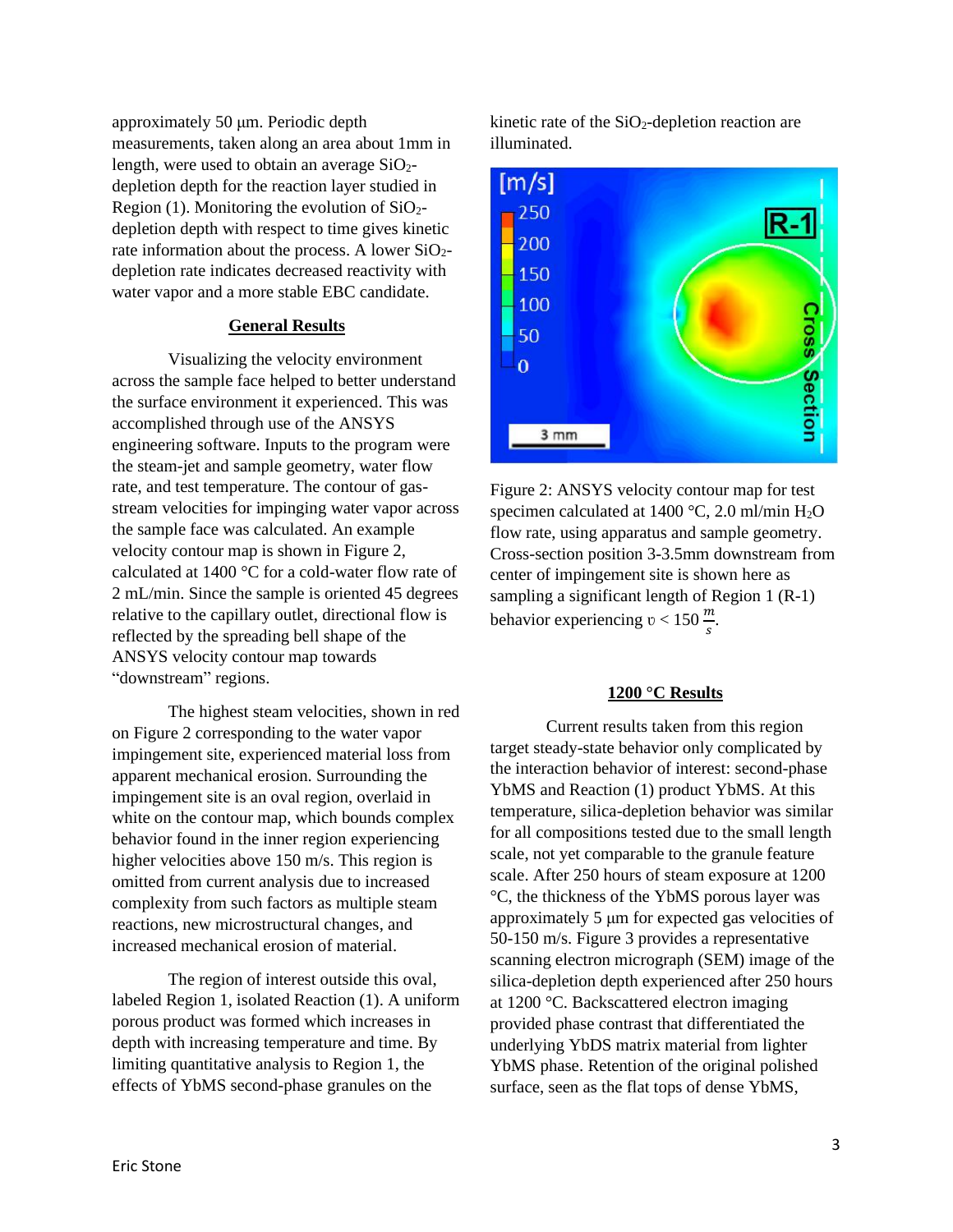approximately 50 μm. Periodic depth measurements, taken along an area about 1mm in length, were used to obtain an average $SiO_2$-depletion depth for the reaction layer studied in Region (1). Monitoring the evolution of $SiO_2$-depletion depth with respect to time gives kinetic rate information about the process. A lower $SiO_2$-depletion rate indicates decreased reactivity with water vapor and a more stable EBC candidate.

## General Results

Visualizing the velocity environment across the sample face helped to better understand the surface environment it experienced. This was accomplished through use of the ANSYS engineering software. Inputs to the program were the steam-jet and sample geometry, water flow rate, and test temperature. The contour of gas-stream velocities for impinging water vapor across the sample face was calculated. An example velocity contour map is shown in Figure 2, calculated at 1400 °C for a cold-water flow rate of 2 mL/min. Since the sample is oriented 45 degrees relative to the capillary outlet, directional flow is reflected by the spreading bell shape of the ANSYS velocity contour map towards "downstream" regions.

The highest steam velocities, shown in red on Figure 2 corresponding to the water vapor impingement site, experienced material loss from apparent mechanical erosion. Surrounding the impingement site is an oval region, overlaid in white on the contour map, which bounds complex behavior found in the inner region experiencing higher velocities above 150 m/s. This region is omitted from current analysis due to increased complexity from such factors as multiple steam reactions, new microstructural changes, and increased mechanical erosion of material.

The region of interest outside this oval, labeled Region 1, isolated Reaction (1). A uniform porous product was formed which increases in depth with increasing temperature and time. By limiting quantitative analysis to Region 1, the effects of YbMS second-phase granules on the kinetic rate of the $SiO_2$-depletion reaction are illuminated.

Figure 2: ANSYS velocity contour map for test specimen calculated at 1400 °C, 2.0 ml/min $H_2O$ flow rate, using apparatus and sample geometry. Cross-section position 3-3.5mm downstream from center of impingement site is shown here as sampling a significant length of Region 1 (R-1) behavior experiencing $\upsilon < 150\,\frac{m}{s}$.

## 1200 °C Results

Current results taken from this region target steady-state behavior only complicated by the interaction behavior of interest: second-phase YbMS and Reaction (1) product YbMS. At this temperature, silica-depletion behavior was similar for all compositions tested due to the small length scale, not yet comparable to the granule feature scale. After 250 hours of steam exposure at 1200 °C, the thickness of the YbMS porous layer was approximately 5 μm for expected gas velocities of 50-150 m/s. Figure 3 provides a representative scanning electron micrograph (SEM) image of the silica-depletion depth experienced after 250 hours at 1200 °C. Backscattered electron imaging provided phase contrast that differentiated the underlying YbDS matrix material from lighter YbMS phase. Retention of the original polished surface, seen as the flat tops of dense YbMS,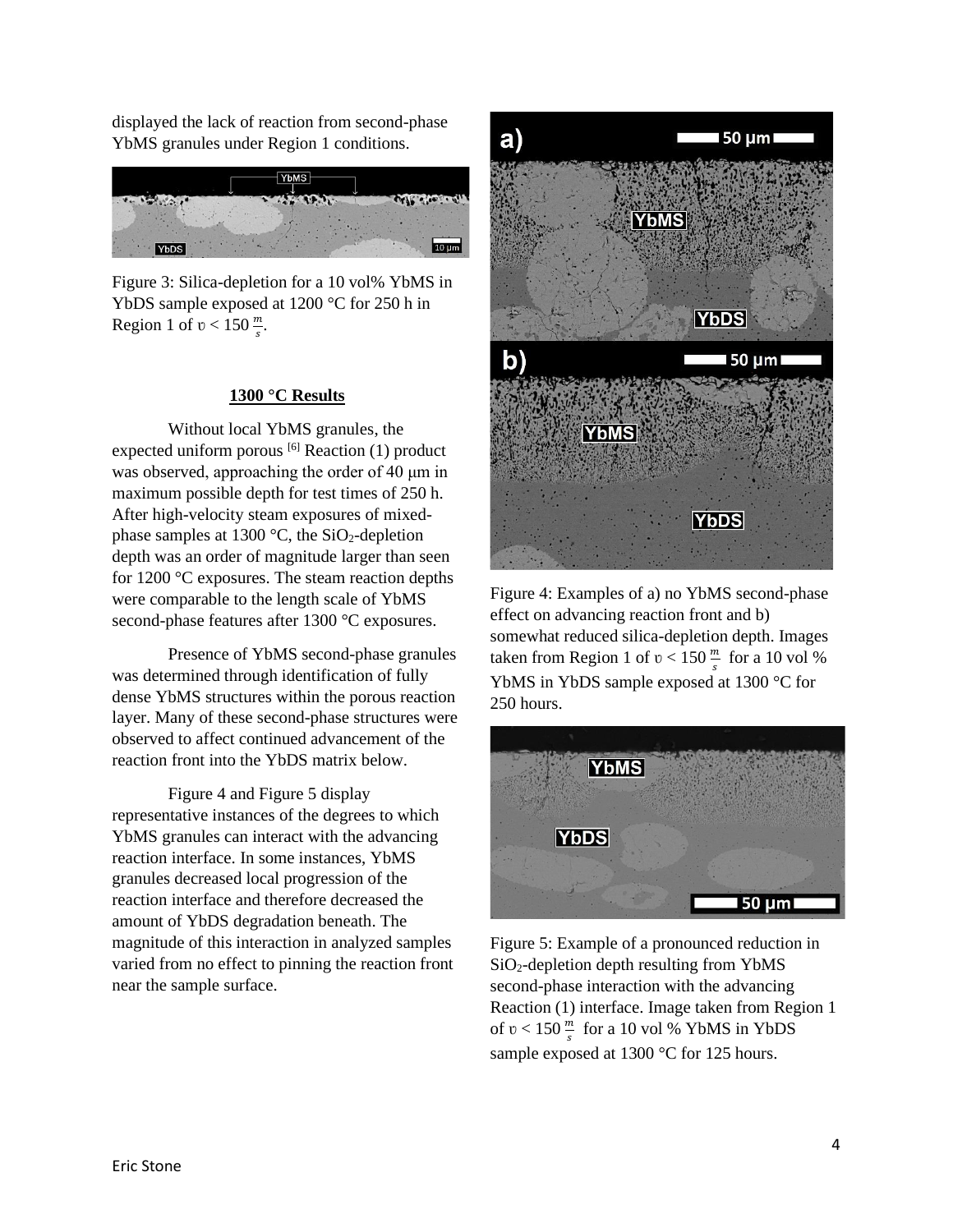displayed the lack of reaction from second-phase YbMS granules under Region 1 conditions.

Figure 3: Silica-depletion for a 10 vol% YbMS in YbDS sample exposed at 1200 °C for 250 h in Region 1 of $\upsilon < 150\ \frac{m}{s}$.

**1300 °C Results**

Without local YbMS granules, the expected uniform porous [6] Reaction (1) product was observed, approaching the order of 40 μm in maximum possible depth for test times of 250 h. After high-velocity steam exposures of mixed-phase samples at 1300 °C, the $SiO_2$-depletion depth was an order of magnitude larger than seen for 1200 °C exposures. The steam reaction depths were comparable to the length scale of YbMS second-phase features after 1300 °C exposures.

Presence of YbMS second-phase granules was determined through identification of fully dense YbMS structures within the porous reaction layer. Many of these second-phase structures were observed to affect continued advancement of the reaction front into the YbDS matrix below.

Figure 4 and Figure 5 display representative instances of the degrees to which YbMS granules can interact with the advancing reaction interface. In some instances, YbMS granules decreased local progression of the reaction interface and therefore decreased the amount of YbDS degradation beneath. The magnitude of this interaction in analyzed samples varied from no effect to pinning the reaction front near the sample surface.

Figure 4: Examples of a) no YbMS second-phase effect on advancing reaction front and b) somewhat reduced silica-depletion depth. Images taken from Region 1 of $\upsilon < 150\ \frac{m}{s}$ for a 10 vol % YbMS in YbDS sample exposed at 1300 °C for 250 hours.

Figure 5: Example of a pronounced reduction in $SiO_2$-depletion depth resulting from YbMS second-phase interaction with the advancing Reaction (1) interface. Image taken from Region 1 of $\upsilon < 150\ \frac{m}{s}$ for a 10 vol % YbMS in YbDS sample exposed at 1300 °C for 125 hours.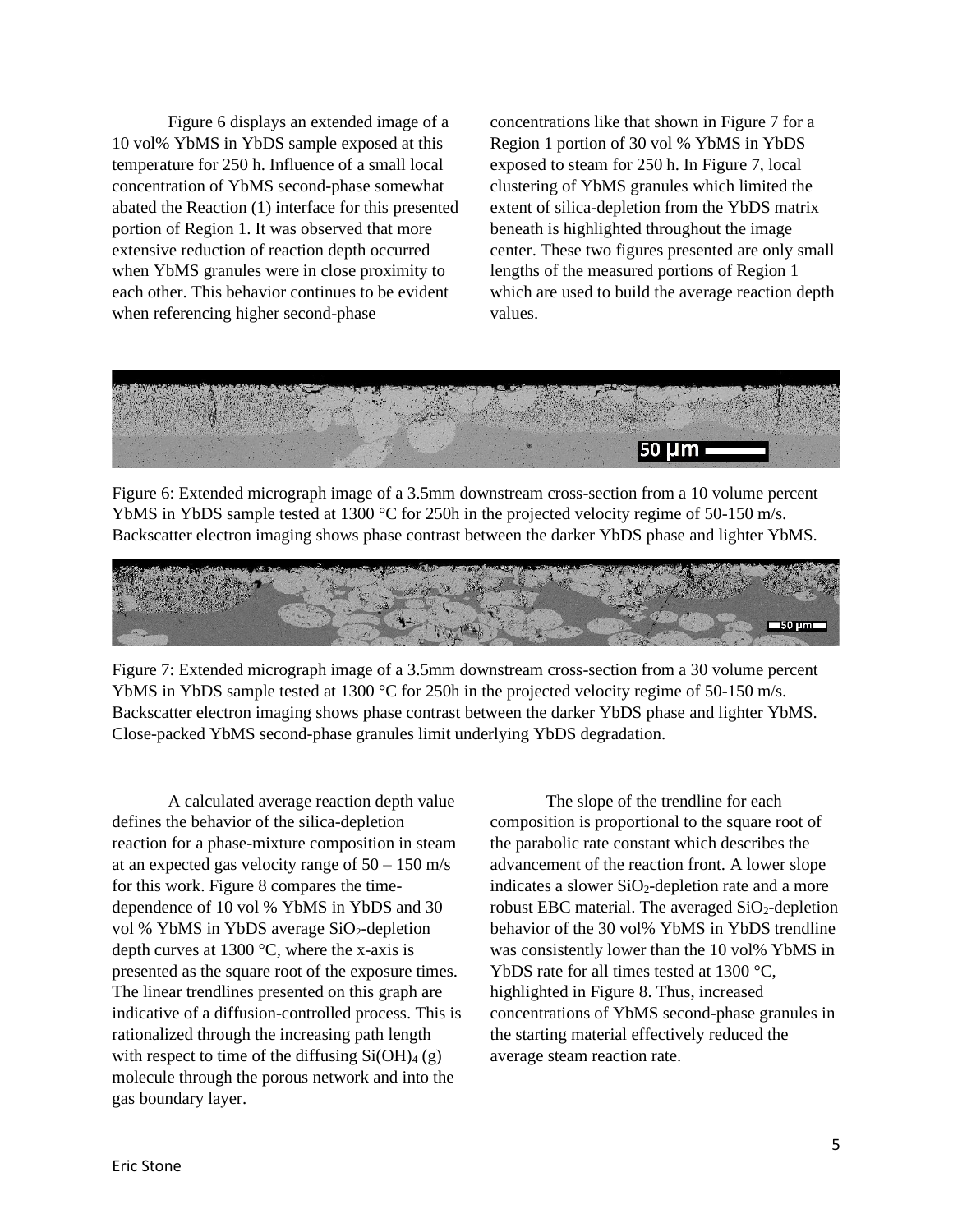Figure 6 displays an extended image of a 10 vol% YbMS in YbDS sample exposed at this temperature for 250 h. Influence of a small local concentration of YbMS second-phase somewhat abated the Reaction (1) interface for this presented portion of Region 1. It was observed that more extensive reduction of reaction depth occurred when YbMS granules were in close proximity to each other. This behavior continues to be evident when referencing higher second-phase concentrations like that shown in Figure 7 for a Region 1 portion of 30 vol % YbMS in YbDS exposed to steam for 250 h. In Figure 7, local clustering of YbMS granules which limited the extent of silica-depletion from the YbDS matrix beneath is highlighted throughout the image center. These two figures presented are only small lengths of the measured portions of Region 1 which are used to build the average reaction depth values.

Figure 6: Extended micrograph image of a 3.5mm downstream cross-section from a 10 volume percent YbMS in YbDS sample tested at 1300 °C for 250h in the projected velocity regime of 50-150 m/s. Backscatter electron imaging shows phase contrast between the darker YbDS phase and lighter YbMS.

Figure 7: Extended micrograph image of a 3.5mm downstream cross-section from a 30 volume percent YbMS in YbDS sample tested at 1300 °C for 250h in the projected velocity regime of 50-150 m/s. Backscatter electron imaging shows phase contrast between the darker YbDS phase and lighter YbMS. Close-packed YbMS second-phase granules limit underlying YbDS degradation.

A calculated average reaction depth value defines the behavior of the silica-depletion reaction for a phase-mixture composition in steam at an expected gas velocity range of 50 – 150 m/s for this work. Figure 8 compares the time-dependence of 10 vol % YbMS in YbDS and 30 vol % YbMS in YbDS average $SiO_2$-depletion depth curves at 1300 °C, where the x-axis is presented as the square root of the exposure times. The linear trendlines presented on this graph are indicative of a diffusion-controlled process. This is rationalized through the increasing path length with respect to time of the diffusing $Si(OH)_4$ (g) molecule through the porous network and into the gas boundary layer.

The slope of the trendline for each composition is proportional to the square root of the parabolic rate constant which describes the advancement of the reaction front. A lower slope indicates a slower $SiO_2$-depletion rate and a more robust EBC material. The averaged $SiO_2$-depletion behavior of the 30 vol% YbMS in YbDS trendline was consistently lower than the 10 vol% YbMS in YbDS rate for all times tested at 1300 °C, highlighted in Figure 8. Thus, increased concentrations of YbMS second-phase granules in the starting material effectively reduced the average steam reaction rate.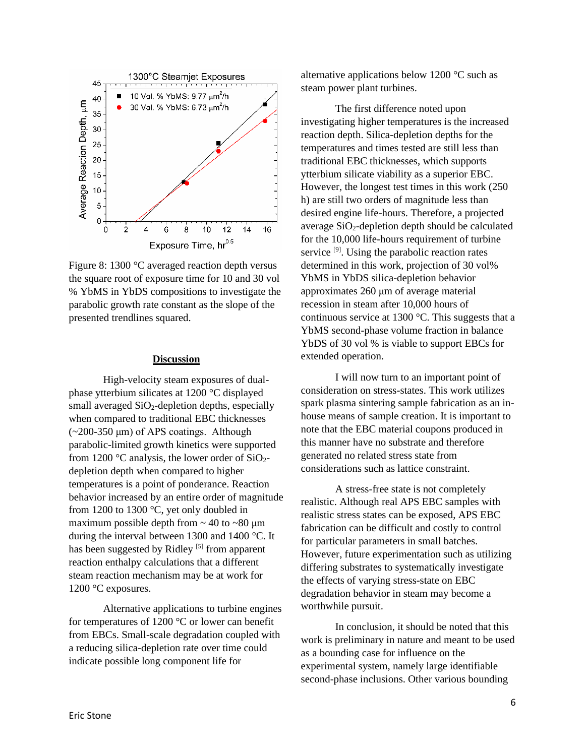Figure 8: 1300 °C averaged reaction depth versus the square root of exposure time for 10 and 30 vol % YbMS in YbDS compositions to investigate the parabolic growth rate constant as the slope of the presented trendlines squared.

## Discussion

High-velocity steam exposures of dual-phase ytterbium silicates at 1200 °C displayed small averaged $SiO_2$-depletion depths, especially when compared to traditional EBC thicknesses (~200-350 μm) of APS coatings. Although parabolic-limited growth kinetics were supported from 1200 °C analysis, the lower order of $SiO_2$-depletion depth when compared to higher temperatures is a point of ponderance. Reaction behavior increased by an entire order of magnitude from 1200 to 1300 °C, yet only doubled in maximum possible depth from ~ 40 to ~80 μm during the interval between 1300 and 1400 °C. It has been suggested by Ridley [5] from apparent reaction enthalpy calculations that a different steam reaction mechanism may be at work for 1200 °C exposures.

Alternative applications to turbine engines for temperatures of 1200 °C or lower can benefit from EBCs. Small-scale degradation coupled with a reducing silica-depletion rate over time could indicate possible long component life for alternative applications below 1200 °C such as steam power plant turbines.

The first difference noted upon investigating higher temperatures is the increased reaction depth. Silica-depletion depths for the temperatures and times tested are still less than traditional EBC thicknesses, which supports ytterbium silicate viability as a superior EBC. However, the longest test times in this work (250 h) are still two orders of magnitude less than desired engine life-hours. Therefore, a projected average $SiO_2$-depletion depth should be calculated for the 10,000 life-hours requirement of turbine service [9]. Using the parabolic reaction rates determined in this work, projection of 30 vol% YbMS in YbDS silica-depletion behavior approximates 260 μm of average material recession in steam after 10,000 hours of continuous service at 1300 °C. This suggests that a YbMS second-phase volume fraction in balance YbDS of 30 vol % is viable to support EBCs for extended operation.

I will now turn to an important point of consideration on stress-states. This work utilizes spark plasma sintering sample fabrication as an in-house means of sample creation. It is important to note that the EBC material coupons produced in this manner have no substrate and therefore generated no related stress state from considerations such as lattice constraint.

A stress-free state is not completely realistic. Although real APS EBC samples with realistic stress states can be exposed, APS EBC fabrication can be difficult and costly to control for particular parameters in small batches. However, future experimentation such as utilizing differing substrates to systematically investigate the effects of varying stress-state on EBC degradation behavior in steam may become a worthwhile pursuit.

In conclusion, it should be noted that this work is preliminary in nature and meant to be used as a bounding case for influence on the experimental system, namely large identifiable second-phase inclusions. Other various bounding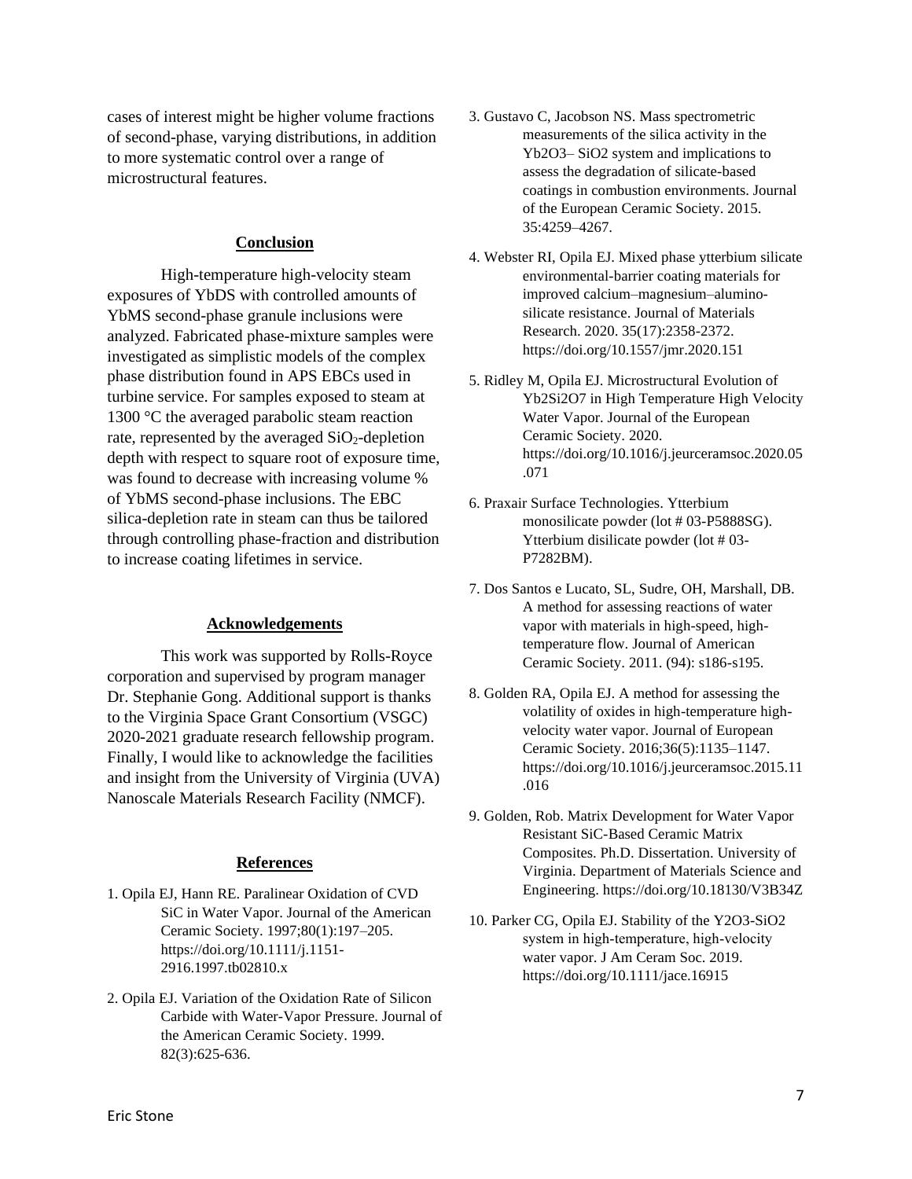cases of interest might be higher volume fractions of second-phase, varying distributions, in addition to more systematic control over a range of microstructural features.

## Conclusion

High-temperature high-velocity steam exposures of YbDS with controlled amounts of YbMS second-phase granule inclusions were analyzed. Fabricated phase-mixture samples were investigated as simplistic models of the complex phase distribution found in APS EBCs used in turbine service. For samples exposed to steam at 1300 °C the averaged parabolic steam reaction rate, represented by the averaged $SiO_2$-depletion depth with respect to square root of exposure time, was found to decrease with increasing volume % of YbMS second-phase inclusions. The EBC silica-depletion rate in steam can thus be tailored through controlling phase-fraction and distribution to increase coating lifetimes in service.

## Acknowledgements

This work was supported by Rolls-Royce corporation and supervised by program manager Dr. Stephanie Gong. Additional support is thanks to the Virginia Space Grant Consortium (VSGC) 2020-2021 graduate research fellowship program. Finally, I would like to acknowledge the facilities and insight from the University of Virginia (UVA) Nanoscale Materials Research Facility (NMCF).

## References

1. Opila EJ, Hann RE. Paralinear Oxidation of CVD SiC in Water Vapor. Journal of the American Ceramic Society. 1997;80(1):197–205. https://doi.org/10.1111/j.1151-2916.1997.tb02810.x
2. Opila EJ. Variation of the Oxidation Rate of Silicon Carbide with Water-Vapor Pressure. Journal of the American Ceramic Society. 1999. 82(3):625-636.
3. Gustavo C, Jacobson NS. Mass spectrometric measurements of the silica activity in the Yb2O3– SiO2 system and implications to assess the degradation of silicate-based coatings in combustion environments. Journal of the European Ceramic Society. 2015. 35:4259–4267.
4. Webster RI, Opila EJ. Mixed phase ytterbium silicate environmental-barrier coating materials for improved calcium–magnesium–alumino-silicate resistance. Journal of Materials Research. 2020. 35(17):2358-2372. https://doi.org/10.1557/jmr.2020.151
5. Ridley M, Opila EJ. Microstructural Evolution of Yb2Si2O7 in High Temperature High Velocity Water Vapor. Journal of the European Ceramic Society. 2020. https://doi.org/10.1016/j.jeurceramsoc.2020.05.071
6. Praxair Surface Technologies. Ytterbium monosilicate powder (lot # 03-P5888SG). Ytterbium disilicate powder (lot # 03-P7282BM).
7. Dos Santos e Lucato, SL, Sudre, OH, Marshall, DB. A method for assessing reactions of water vapor with materials in high-speed, high-temperature flow. Journal of American Ceramic Society. 2011. (94): s186-s195.
8. Golden RA, Opila EJ. A method for assessing the volatility of oxides in high-temperature high-velocity water vapor. Journal of European Ceramic Society. 2016;36(5):1135–1147. https://doi.org/10.1016/j.jeurceramsoc.2015.11.016
9. Golden, Rob. Matrix Development for Water Vapor Resistant SiC-Based Ceramic Matrix Composites. Ph.D. Dissertation. University of Virginia. Department of Materials Science and Engineering. https://doi.org/10.18130/V3B34Z
10. Parker CG, Opila EJ. Stability of the Y2O3-SiO2 system in high-temperature, high-velocity water vapor. J Am Ceram Soc. 2019. https://doi.org/10.1111/jace.16915